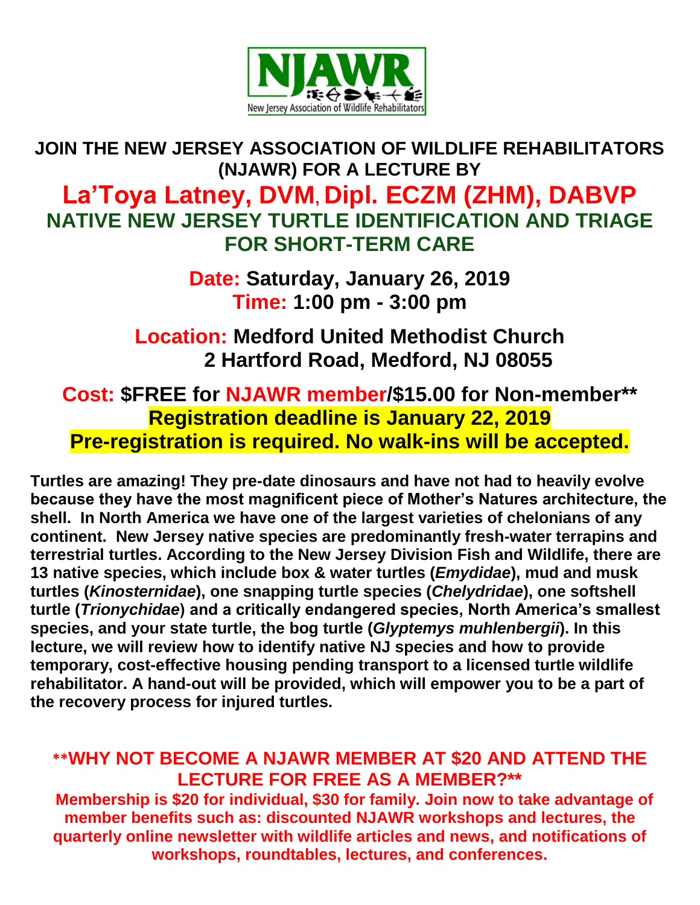NJAWR

New Jersey Association of Wildlife Rehabilitators

**JOIN THE NEW JERSEY ASSOCIATION OF WILDLIFE REHABILITATORS (NJAWR) FOR A LECTURE BY**

# La'Toya Latney, DVM, Dipl. ECZM (ZHM), DABVP

## NATIVE NEW JERSEY TURTLE IDENTIFICATION AND TRIAGE FOR SHORT-TERM CARE

**Date:** Saturday, January 26, 2019
**Time:** 1:00 pm - 3:00 pm

**Location:** Medford United Methodist Church
2 Hartford Road, Medford, NJ 08055

**Cost:** $FREE for NJAWR member/$15.00 for Non-member**
**Registration deadline is January 22, 2019**
**Pre-registration is required. No walk-ins will be accepted.**

**Turtles are amazing! They pre-date dinosaurs and have not had to heavily evolve because they have the most magnificent piece of Mother's Natures architecture, the shell. In North America we have one of the largest varieties of chelonians of any continent. New Jersey native species are predominantly fresh-water terrapins and terrestrial turtles. According to the New Jersey Division Fish and Wildlife, there are 13 native species, which include box & water turtles (*Emydidae*), mud and musk turtles (*Kinosternidae*), one snapping turtle species (*Chelydridae*), one softshell turtle (*Trionychidae*) and a critically endangered species, North America's smallest species, and your state turtle, the bog turtle (*Glyptemys muhlenbergii*). In this lecture, we will review how to identify native NJ species and how to provide temporary, cost-effective housing pending transport to a licensed turtle wildlife rehabilitator. A hand-out will be provided, which will empower you to be a part of the recovery process for injured turtles.**

**\*\*WHY NOT BECOME A NJAWR MEMBER AT $20 AND ATTEND THE LECTURE FOR FREE AS A MEMBER?\*\***

**Membership is $20 for individual, $30 for family. Join now to take advantage of member benefits such as: discounted NJAWR workshops and lectures, the quarterly online newsletter with wildlife articles and news, and notifications of workshops, roundtables, lectures, and conferences.**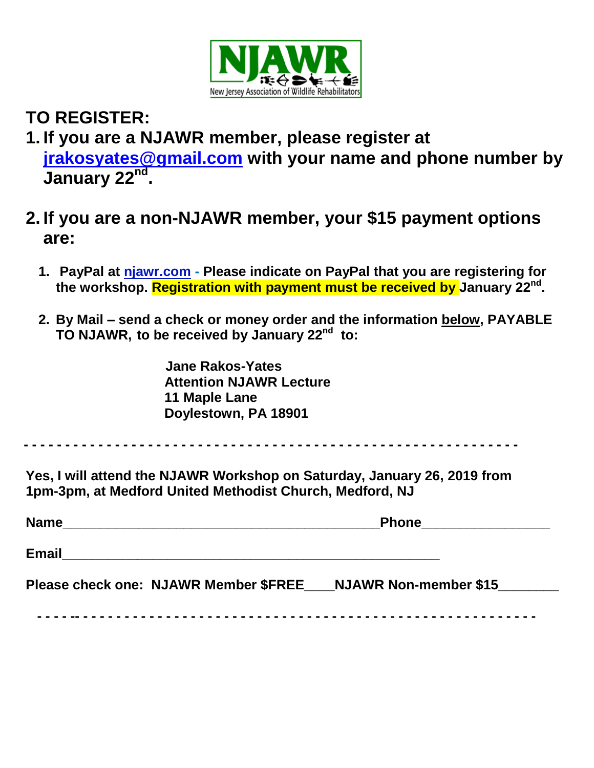NJAWR

New Jersey Association of Wildlife Rehabilitators

## TO REGISTER:

1. **If you are a NJAWR member, please register at [jrakosyates@gmail.com](mailto:jrakosyates@gmail.com) with your name and phone number by January 22nd.**

2. **If you are a non-NJAWR member, your $15 payment options are:**

   1. **PayPal at [njawr.com](http://njawr.com) - Please indicate on PayPal that you are registering for the workshop. Registration with payment must be received by January 22nd.**

   2. **By Mail – send a check or money order and the information below, PAYABLE TO NJAWR, to be received by January 22nd to:**

      **Jane Rakos-Yates**
      **Attention NJAWR Lecture**
      **11 Maple Lane**
      **Doylestown, PA 18901**

- - - - - - - - - - - - - - - - - - - - - - - - - - - - - - - - - - - - - - - - - - - - - - - - - - - - - - - - - - - - -

**Yes, I will attend the NJAWR Workshop on Saturday, January 26, 2019 from 1pm-3pm, at Medford United Methodist Church, Medford, NJ**

**Name**_____________________________________________**Phone**_________________

**Email**_____________________________________________________

**Please check one: NJAWR Member $FREE**____**NJAWR Non-member $15**________

- - - - - - - - - - - - - - - - - - - - - - - - - - - - - - - - - - - - - - - - - - - - - - - - - - - - - - - - - - - - -